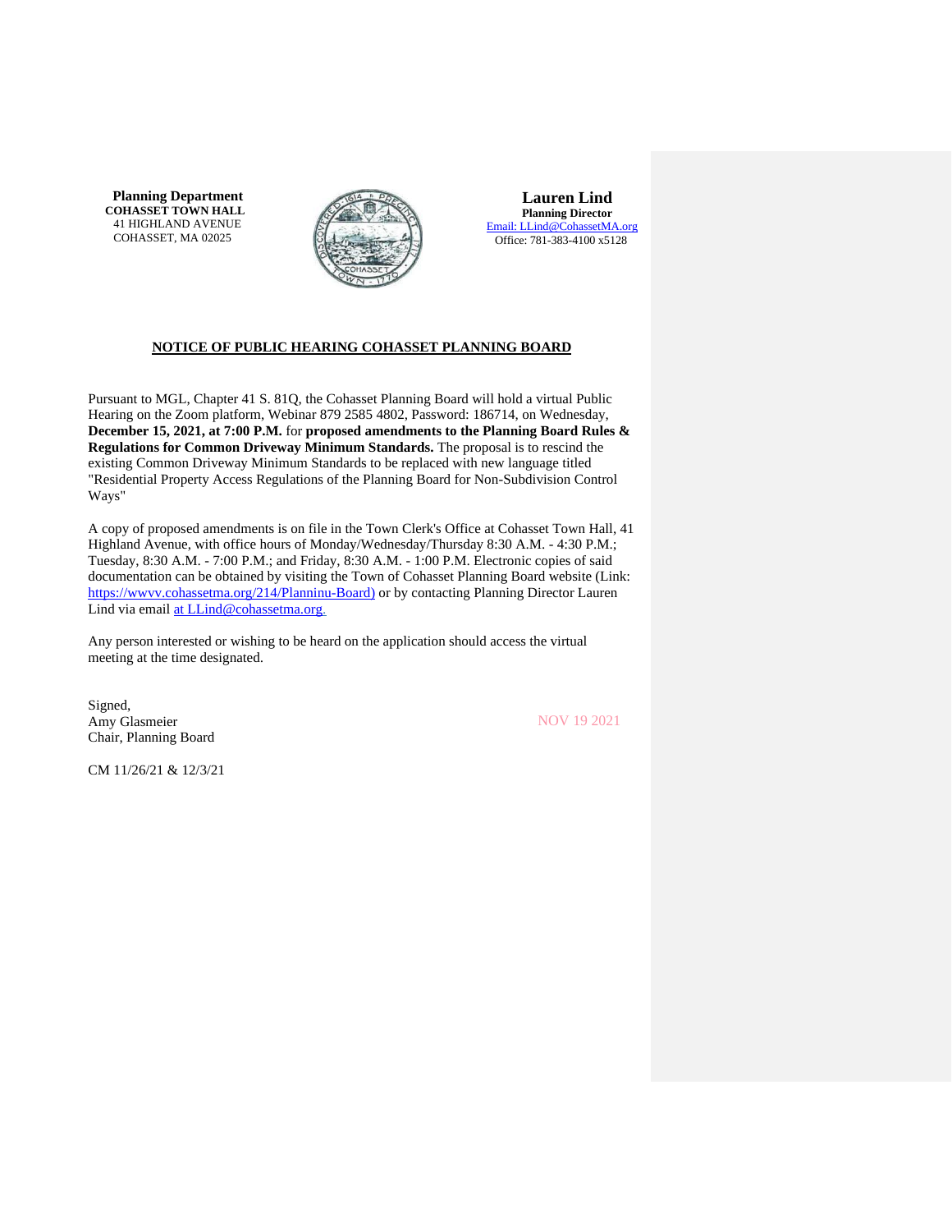**Planning Department**
**COHASSET TOWN HALL**
41 HIGHLAND AVENUE
COHASSET, MA 02025

**Lauren Lind**
**Planning Director**
Email: LLind@CohassetMA.org
Office: 781-383-4100 x5128

## NOTICE OF PUBLIC HEARING COHASSET PLANNING BOARD

Pursuant to MGL, Chapter 41 S. 81Q, the Cohasset Planning Board will hold a virtual Public Hearing on the Zoom platform, Webinar 879 2585 4802, Password: 186714, on Wednesday, **December 15, 2021, at 7:00 P.M.** for **proposed amendments to the Planning Board Rules & Regulations for Common Driveway Minimum Standards.** The proposal is to rescind the existing Common Driveway Minimum Standards to be replaced with new language titled "Residential Property Access Regulations of the Planning Board for Non-Subdivision Control Ways"

A copy of proposed amendments is on file in the Town Clerk's Office at Cohasset Town Hall, 41 Highland Avenue, with office hours of Monday/Wednesday/Thursday 8:30 A.M. - 4:30 P.M.; Tuesday, 8:30 A.M. - 7:00 P.M.; and Friday, 8:30 A.M. - 1:00 P.M. Electronic copies of said documentation can be obtained by visiting the Town of Cohasset Planning Board website (Link: https://wwvv.cohassetma.org/214/Planninu-Board) or by contacting Planning Director Lauren Lind via email at LLind@cohassetma.org.

Any person interested or wishing to be heard on the application should access the virtual meeting at the time designated.

Signed,
Amy Glasmeier
Chair, Planning Board

NOV 19 2021

CM 11/26/21 & 12/3/21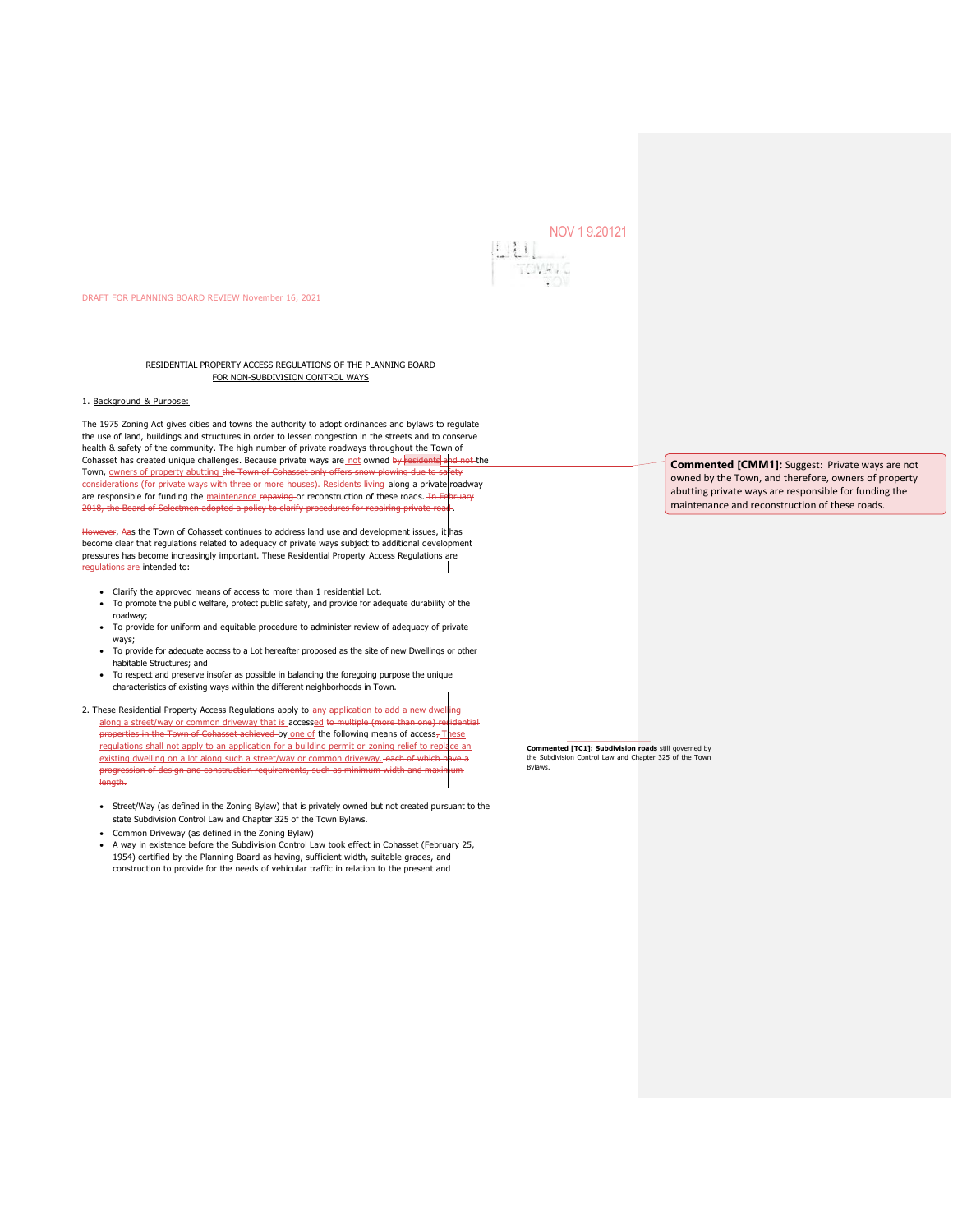NOV 1 9 2021

DRAFT FOR PLANNING BOARD REVIEW November 16, 2021

RESIDENTIAL PROPERTY ACCESS REGULATIONS OF THE PLANNING BOARD
FOR NON-SUBDIVISION CONTROL WAYS

1. Background & Purpose:

The 1975 Zoning Act gives cities and towns the authority to adopt ordinances and bylaws to regulate the use of land, buildings and structures in order to lessen congestion in the streets and to conserve health & safety of the community. The high number of private roadways throughout the Town of Cohasset has created unique challenges. Because private ways are ~~not~~ owned ~~by residents and not~~ the Town, owners of property abutting ~~the Town of Cohasset only offers snow plowing due to safety considerations (for private ways with three or more houses). Residents living~~ along a private roadway are responsible for funding the maintenance ~~repaving~~ or reconstruction of these roads. ~~In February 2018, the Board of Selectmen adopted a policy to clarify procedures for repairing private road~~.

~~However,~~ ~~A~~As the Town of Cohasset continues to address land use and development issues, it has become clear that regulations related to adequacy of private ways subject to additional development pressures has become increasingly important. These Residential Property Access Regulations are ~~regulations are~~ intended to:

- Clarify the approved means of access to more than 1 residential Lot.
- To promote the public welfare, protect public safety, and provide for adequate durability of the roadway;
- To provide for uniform and equitable procedure to administer review of adequacy of private ways;
- To provide for adequate access to a Lot hereafter proposed as the site of new Dwellings or other habitable Structures; and
- To respect and preserve insofar as possible in balancing the foregoing purpose the unique characteristics of existing ways within the different neighborhoods in Town.

2. These Residential Property Access Regulations apply to any application to add a new dwelling along a street/way or common driveway that is accessed ~~to multiple (more than one) residential properties in the Town of Cohasset achieved~~ by one of the following means of access~~,~~. These regulations shall not apply to an application for a building permit or zoning relief to replace an existing dwelling on a lot along such a street/way or common driveway. ~~each of which have a progression of design and construction requirements, such as minimum width and maximum length.~~

- Street/Way (as defined in the Zoning Bylaw) that is privately owned but not created pursuant to the state Subdivision Control Law and Chapter 325 of the Town Bylaws.
- Common Driveway (as defined in the Zoning Bylaw)
- A way in existence before the Subdivision Control Law took effect in Cohasset (February 25, 1954) certified by the Planning Board as having, sufficient width, suitable grades, and construction to provide for the needs of vehicular traffic in relation to the present and

**Commented [CMM1]:** Suggest: Private ways are not owned by the Town, and therefore, owners of property abutting private ways are responsible for funding the maintenance and reconstruction of these roads.

**Commented [TC1]:** **Subdivision roads** still governed by the Subdivision Control Law and Chapter 325 of the Town Bylaws.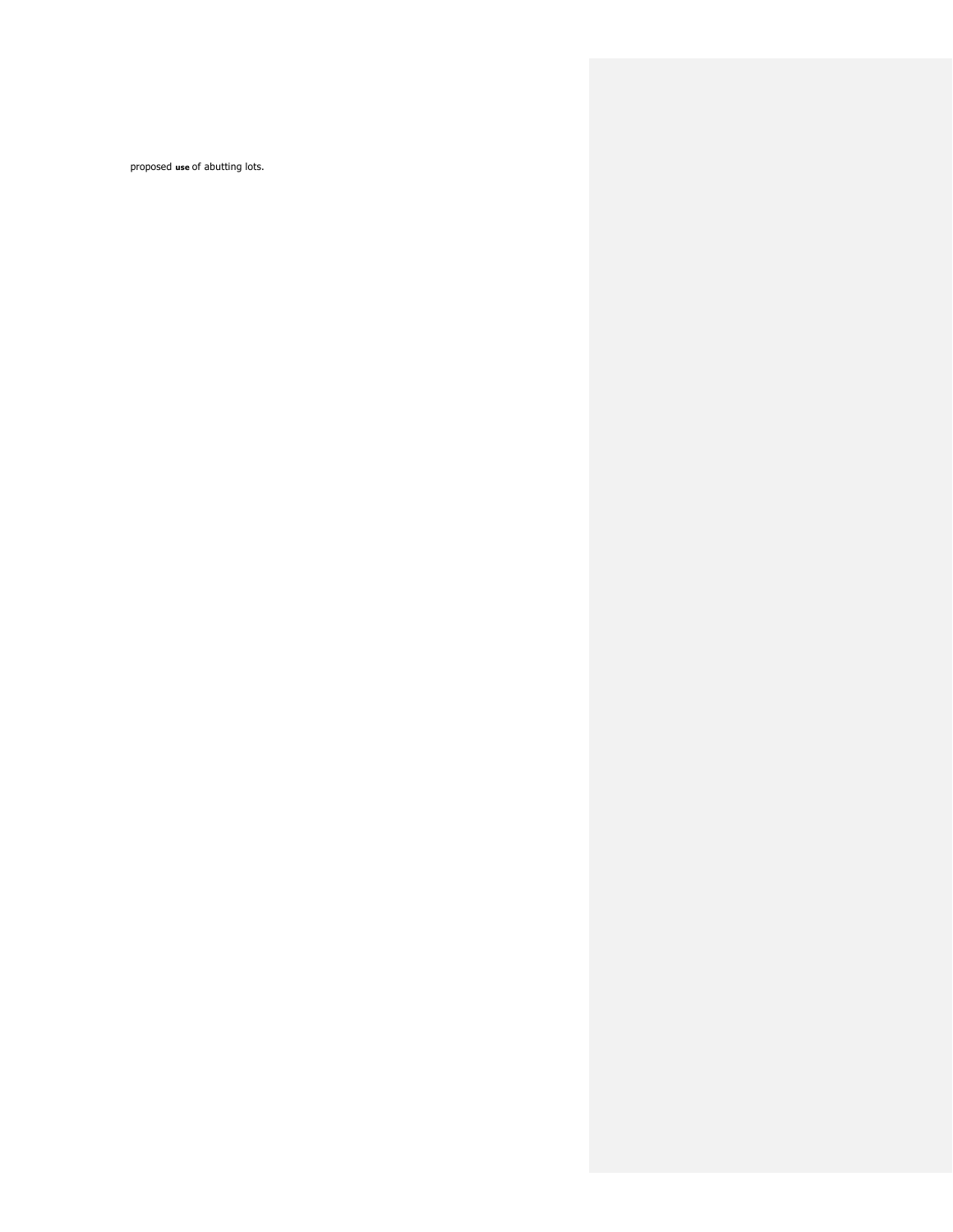proposed **use** of abutting lots.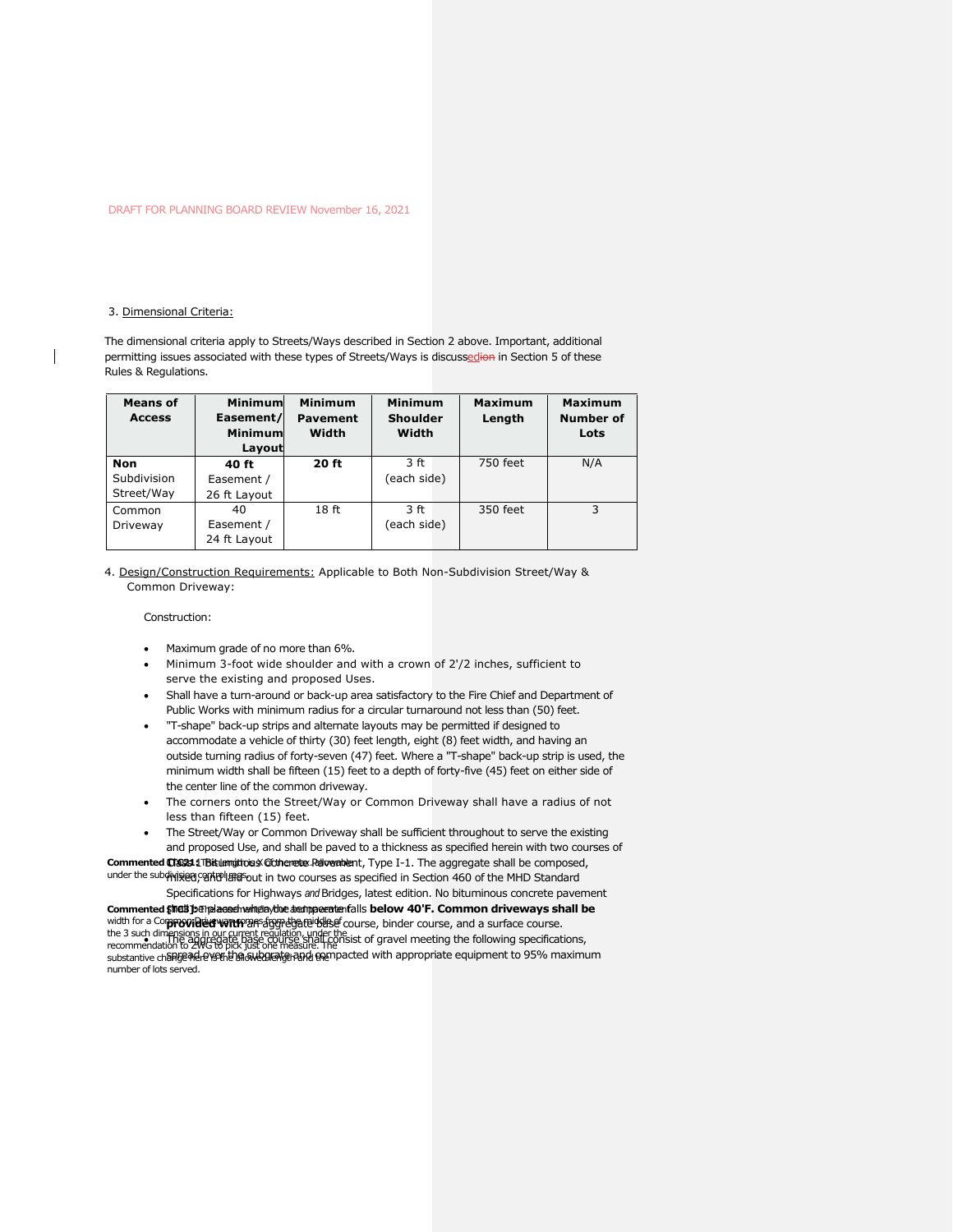DRAFT FOR PLANNING BOARD REVIEW November 16, 2021

3. Dimensional Criteria:

The dimensional criteria apply to Streets/Ways described in Section 2 above. Important, additional permitting issues associated with these types of Streets/Ways is discussed in Section 5 of these Rules & Regulations.

| Means of Access | Minimum Easement/ Minimum Layout | Minimum Pavement Width | Minimum Shoulder Width | Maximum Length | Maximum Number of Lots |
|---|---|---|---|---|---|
| **Non** Subdivision Street/Way | **40 ft** Easement / 26 ft Layout | **20 ft** | 3 ft (each side) | 750 feet | N/A |
| Common Driveway | 40 Easement / 24 ft Layout | 18 ft | 3 ft (each side) | 350 feet | 3 |

4. Design/Construction Requirements: Applicable to Both Non-Subdivision Street/Way & Common Driveway:

Construction:

- Maximum grade of no more than 6%.
- Minimum 3-foot wide shoulder and with a crown of 2'/2 inches, sufficient to serve the existing and proposed Uses.
- Shall have a turn-around or back-up area satisfactory to the Fire Chief and Department of Public Works with minimum radius for a circular turnaround not less than (50) feet.
- "T-shape" back-up strips and alternate layouts may be permitted if designed to accommodate a vehicle of thirty (30) feet length, eight (8) feet width, and having an outside turning radius of forty-seven (47) feet. Where a "T-shape" back-up strip is used, the minimum width shall be fifteen (15) feet to a depth of forty-five (45) feet on either side of the center line of the common driveway.
- The corners onto the Street/Way or Common Driveway shall have a radius of not less than fifteen (15) feet.
- The Street/Way or Common Driveway shall be sufficient throughout to serve the existing and proposed Use, and shall be paved to a thickness as specified herein with two courses of Class I Bituminous Concrete Pavement, Type I-1. The aggregate shall be composed, mixed, and laid out in two courses as specified in Section 460 of the MHD Standard Specifications for Highways *and* Bridges, latest edition. No bituminous concrete pavement shall be placed when the temperature falls **below 40'F. Common driveways shall be provided with** an aggregate base course, binder course, and a surface course.
- The aggregate base course shall consist of gravel meeting the following specifications, spread over the subgrade and compacted with appropriate equipment to 95% maximum

**Commented [TC2]:** The length is X% of the max allowable under the subdivision control regs.

**Commented [TC3]:** The access way and pavement width for a Common Driveway comes from the middle of the 3 such dimensions in our current regulation, under the recommendation to ZWG to pick just one measure. The substantive change here is the allowed length and the number of lots served.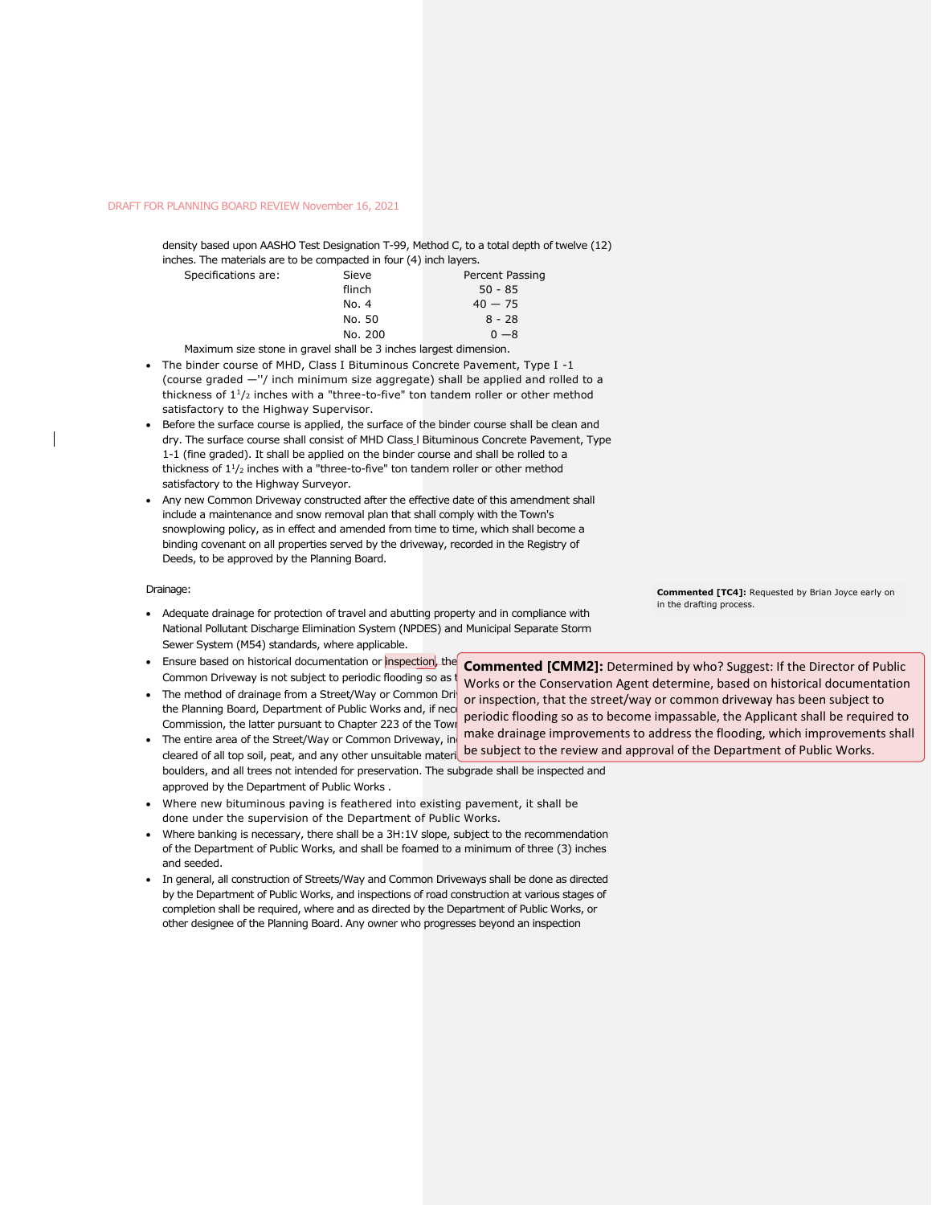density based upon AASHO Test Designation T-99, Method C, to a total depth of twelve (12) inches. The materials are to be compacted in four (4) inch layers.

| Specifications are: | Sieve | Percent Passing |
|---|---|---|
| | flinch | 50 - 85 |
| | No. 4 | 40 — 75 |
| | No. 50 | 8 - 28 |
| | No. 200 | 0 —8 |

Maximum size stone in gravel shall be 3 inches largest dimension.

- The binder course of MHD, Class I Bituminous Concrete Pavement, Type I -1 (course graded —''/ inch minimum size aggregate) shall be applied and rolled to a thickness of 1$^{1}/_{2}$ inches with a "three-to-five" ton tandem roller or other method satisfactory to the Highway Supervisor.
- Before the surface course is applied, the surface of the binder course shall be clean and dry. The surface course shall consist of MHD Class I Bituminous Concrete Pavement, Type 1-1 (fine graded). It shall be applied on the binder course and shall be rolled to a thickness of 1$^{1}/_{2}$ inches with a "three-to-five" ton tandem roller or other method satisfactory to the Highway Surveyor.
- Any new Common Driveway constructed after the effective date of this amendment shall include a maintenance and snow removal plan that shall comply with the Town's snowplowing policy, as in effect and amended from time to time, which shall become a binding covenant on all properties served by the driveway, recorded in the Registry of Deeds, to be approved by the Planning Board.

Drainage:

- Adequate drainage for protection of travel and abutting property and in compliance with National Pollutant Discharge Elimination System (NPDES) and Municipal Separate Storm Sewer System (M54) standards, where applicable.
- Ensure based on historical documentation or inspection, the Common Driveway is not subject to periodic flooding so as t
- The method of drainage from a Street/Way or Common Dri the Planning Board, Department of Public Works and, if nec Commission, the latter pursuant to Chapter 223 of the Town
- The entire area of the Street/Way or Common Driveway, in cleared of all top soil, peat, and any other unsuitable materi boulders, and all trees not intended for preservation. The subgrade shall be inspected and approved by the Department of Public Works .
- Where new bituminous paving is feathered into existing pavement, it shall be done under the supervision of the Department of Public Works.
- Where banking is necessary, there shall be a 3H:1V slope, subject to the recommendation of the Department of Public Works, and shall be foamed to a minimum of three (3) inches and seeded.
- In general, all construction of Streets/Way and Common Driveways shall be done as directed by the Department of Public Works, and inspections of road construction at various stages of completion shall be required, where and as directed by the Department of Public Works, or other designee of the Planning Board. Any owner who progresses beyond an inspection

**Commented [TC4]:** Requested by Brian Joyce early on in the drafting process.

**Commented [CMM2]:** Determined by who? Suggest: If the Director of Public Works or the Conservation Agent determine, based on historical documentation or inspection, that the street/way or common driveway has been subject to periodic flooding so as to become impassable, the Applicant shall be required to make drainage improvements to address the flooding, which improvements shall be subject to the review and approval of the Department of Public Works.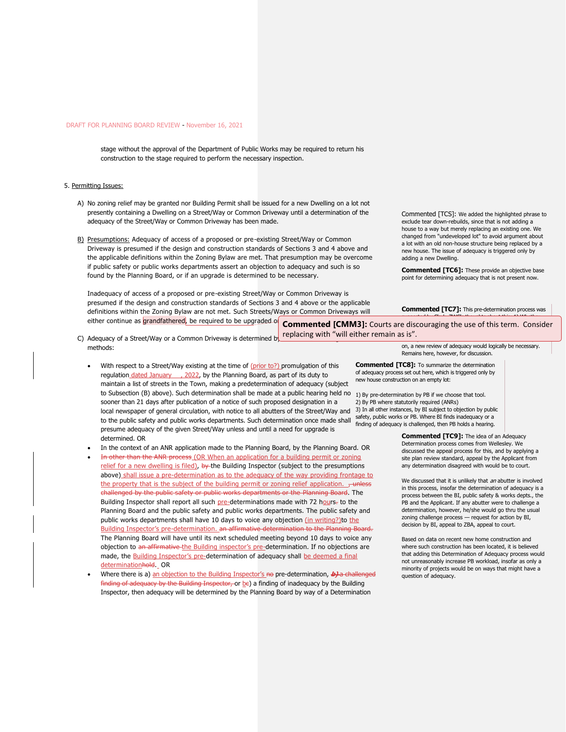DRAFT FOR PLANNING BOARD REVIEW - November 16, 2021

stage without the approval of the Department of Public Works may be required to return his construction to the stage required to perform the necessary inspection.

5. Permitting Issues:

A) No zoning relief may be granted nor Building Permit shall be issued for a new Dwelling on a lot not presently containing a Dwelling on a Street/Way or Common Driveway until a determination of the adequacy of the Street/Way or Common Driveway has been made.

B) Presumptions: Adequacy of access of a proposed or pre-existing Street/Way or Common Driveway is presumed if the design and construction standards of Sections 3 and 4 above and the applicable definitions within the Zoning Bylaw are met. That presumption may be overcome if public safety or public works departments assert an objection to adequacy and such is so found by the Planning Board, or if an upgrade is determined to be necessary.

Inadequacy of access of a proposed or pre-existing Street/Way or Common Driveway is presumed if the design and construction standards of Sections 3 and 4 above and the applicable definitions within the Zoning Bylaw are not met. Such Streets/Ways or Common Driveways will either continue as grandfathered, be required to be upgraded o...

C) Adequacy of a Street/Way or a Common Driveway is determined b... methods:

- With respect to a Street/Way existing at the time of (prior to?) promulgation of this regulation dated January , 2022, by the Planning Board, as part of its duty to maintain a list of streets in the Town, making a predetermination of adequacy (subject to Subsection (B) above). Such determination shall be made at a public hearing held no sooner than 21 days after publication of a notice of such proposed designation in a local newspaper of general circulation, with notice to all abutters of the Street/Way and to the public safety and public works departments. Such determination once made shall presume adequacy of the given Street/Way unless and until a need for upgrade is determined. OR
- In the context of an ANR application made to the Planning Board, by the Planning Board. OR
- ~~In other than the ANR process~~ (OR When an application for a building permit or zoning relief for a new dwelling is filed), ~~by~~ the Building Inspector (subject to the presumptions above) shall issue a pre-determination as to the adequacy of the way providing frontage to the property that is the subject of the building permit or zoning relief application. ~~, unless challenged by the public safety or public works departments or the Planning Board~~. The Building Inspector shall report all such pre-determinations made with 72 hours~~.~~ to the Planning Board and the public safety and public works departments. The public safety and public works departments shall have 10 days to voice any objection (in writing?) to the Building Inspector's pre-determination. ~~an affirmative determination to the Planning Board.~~ The Planning Board will have until its next scheduled meeting beyond 10 days to voice any objection to ~~an affirmative~~ the Building inspector's pre-determination. If no objections are made, the Building Inspector's pre-determination of adequacy shall be deemed a final determination~~hold~~. OR
- Where there is a) an objection to the Building Inspector's ~~no~~ pre-determination, ~~b) a challenged finding of adequacy by the Building Inspector,~~ or be) a finding of inadequacy by the Building Inspector, then adequacy will be determined by the Planning Board by way of a Determination

---

**Commented [TCS]:** We added the highlighted phrase to exclude tear down-rebuilds, since that is not adding a house to a way but merely replacing an existing one. We changed from "undeveloped lot" to avoid argument about a lot with an old non-house structure being replaced by a new house. The issue of adequacy is triggered only by adding a new Dwelling.

**Commented [TC6]:** These provide an objective base point for determining adequacy that is not present now.

**Commented [TC7]:** This pre-determination process was ... on, a new review of adequacy would logically be necessary. Remains here, however, for discussion.

**Commented [CMM3]:** Courts are discouraging the use of this term. Consider replacing with "will either remain as is".

**Commented [TC8]:** To summarize the determination of adequacy process set out here, which is triggered only by new house construction on an empty lot:

1) By pre-determination by PB if we choose that tool.
2) By PB where statutorily required (ANRs)
3) In all other instances, by BI subject to objection by public safety, public works or PB. Where BI finds inadequacy or a finding of adequacy is challenged, then PB holds a hearing.

**Commented [TC9]:** The idea of an Adequacy Determination process comes from Wellesley. We discussed the appeal process for this, and by applying a site plan review standard, appeal by the Applicant from any determination disagreed with would be to court.

We discussed that it is unlikely that *an* abutter is involved in this process, insofar the determination of adequacy is a process between the BI, public safety & works depts., the PB and the Applicant. If any abutter were to challenge a determination, however, he/she would go thru the usual zoning challenge process — request for action by BI, decision by BI, appeal to ZBA, appeal to court.

Based on data on recent new home construction and where such construction has been located, it is believed that adding this Determination of Adequacy process would not unreasonably increase PB workload, insofar as only a minority of projects would be on ways that might have a question of adequacy.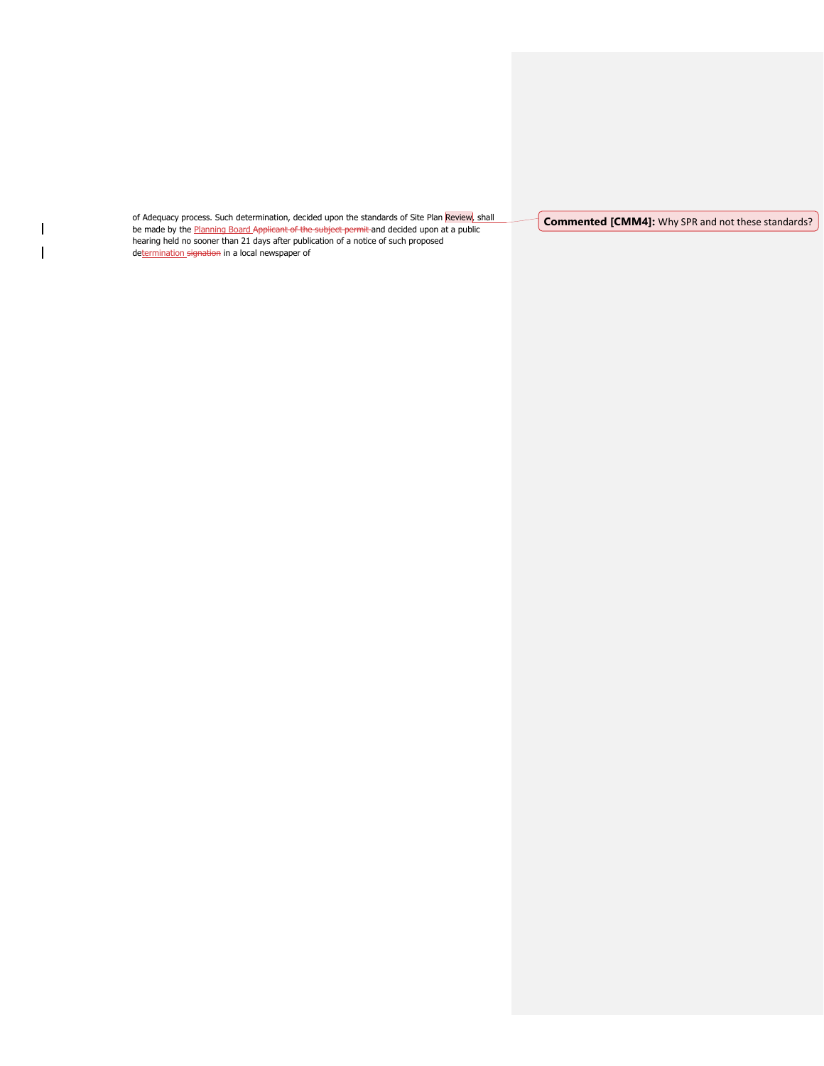of Adequacy process. Such determination, decided upon the standards of Site Plan Review, shall be made by the Planning Board Applicant of the subject permit and decided upon at a public hearing held no sooner than 21 days after publication of a notice of such proposed determination signation in a local newspaper of

**Commented [CMM4]:** Why SPR and not these standards?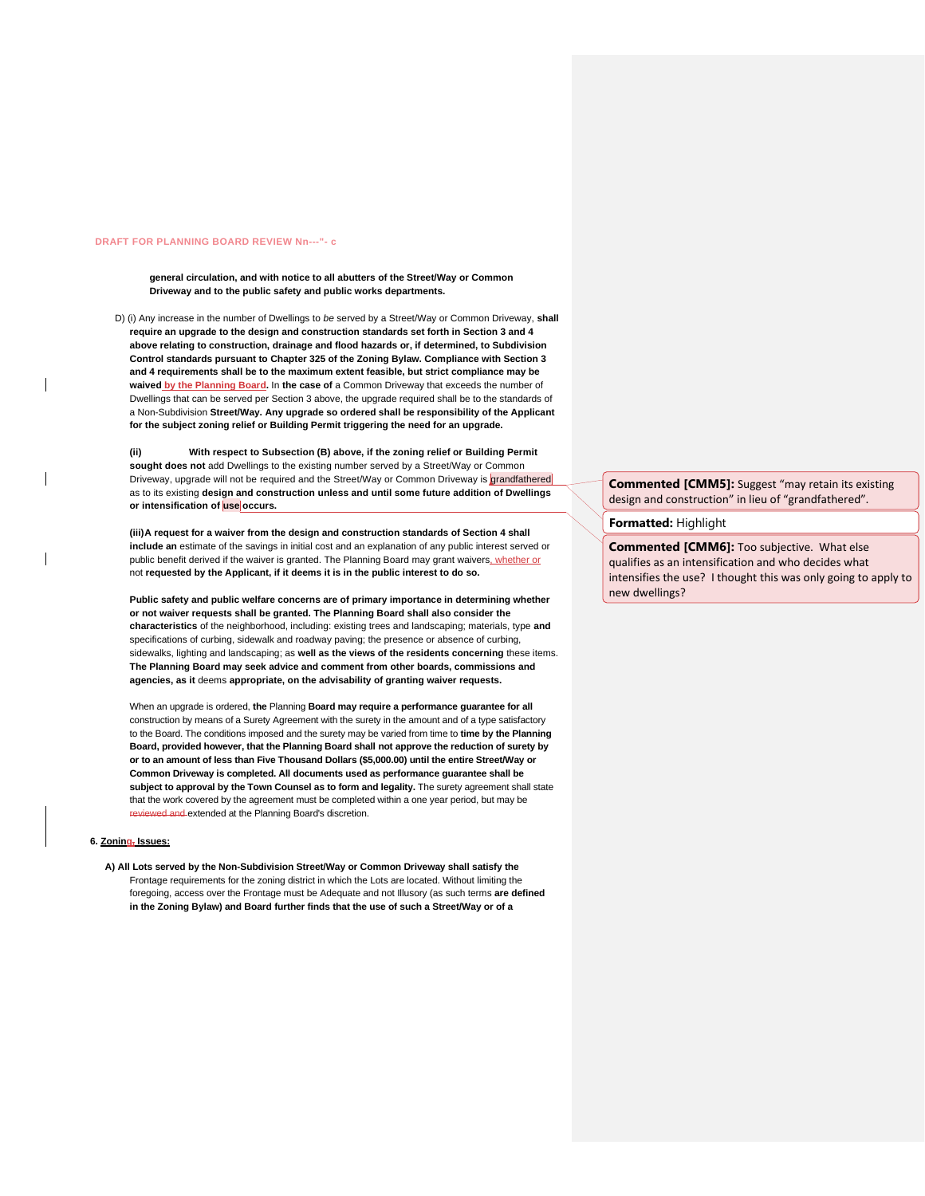general circulation, and with notice to all abutters of the Street/Way or Common Driveway and to the public safety and public works departments.

D) (i) Any increase in the number of Dwellings to *be* served by a Street/Way or Common Driveway, **shall require an upgrade to the design and construction standards set forth in Section 3 and 4 above relating to construction, drainage and flood hazards or, if determined, to Subdivision Control standards pursuant to Chapter 325 of the Zoning Bylaw. Compliance with Section 3 and 4 requirements shall be to the maximum extent feasible, but strict compliance may be waived by the Planning Board.** In **the case of** a Common Driveway that exceeds the number of Dwellings that can be served per Section 3 above, the upgrade required shall be to the standards of a Non-Subdivision **Street/Way. Any upgrade so ordered shall be responsibility of the Applicant for the subject zoning relief or Building Permit triggering the need for an upgrade.**

**(ii) With respect to Subsection (B) above, if the zoning relief or Building Permit sought does not** add Dwellings to the existing number served by a Street/Way or Common Driveway, upgrade will not be required and the Street/Way or Common Driveway is grandfathered as to its existing **design and construction unless and until some future addition of Dwellings or intensification of use occurs.**

Commented [CMM5]: Suggest "may retain its existing design and construction" in lieu of "grandfathered".

Formatted: Highlight

Commented [CMM6]: Too subjective. What else qualifies as an intensification and who decides what intensifies the use? I thought this was only going to apply to new dwellings?

**(iii)A request for a waiver from the design and construction standards of Section 4 shall include an** estimate of the savings in initial cost and an explanation of any public interest served or public benefit derived if the waiver is granted. The Planning Board may grant waivers, whether or not **requested by the Applicant, if it deems it is in the public interest to do so.**

**Public safety and public welfare concerns are of primary importance in determining whether or not waiver requests shall be granted. The Planning Board shall also consider the characteristics** of the neighborhood, including: existing trees and landscaping; materials, type **and** specifications of curbing, sidewalk and roadway paving; the presence or absence of curbing, sidewalks, lighting and landscaping; as **well as the views of the residents concerning** these items. **The Planning Board may seek advice and comment from other boards, commissions and agencies, as it** deems **appropriate, on the advisability of granting waiver requests.**

When an upgrade is ordered, **the** Planning **Board may require a performance guarantee for all** construction by means of a Surety Agreement with the surety in the amount and of a type satisfactory to the Board. The conditions imposed and the surety may be varied from time to **time by the Planning Board, provided however, that the Planning Board shall not approve the reduction of surety by or to an amount of less than Five Thousand Dollars ($5,000.00) until the entire Street/Way or Common Driveway is completed. All documents used as performance guarantee shall be subject to approval by the Town Counsel as to form and legality.** The surety agreement shall state that the work covered by the agreement must be completed within a one year period, but may be ~~reviewed and~~ extended at the Planning Board's discretion.

**6. Zoning Issues:**

**A) All Lots served by the Non-Subdivision Street/Way or Common Driveway shall satisfy the** Frontage requirements for the zoning district in which the Lots are located. Without limiting the foregoing, access over the Frontage must be Adequate and not Illusory (as such terms **are defined in the Zoning Bylaw) and Board further finds that the use of such a Street/Way or of a**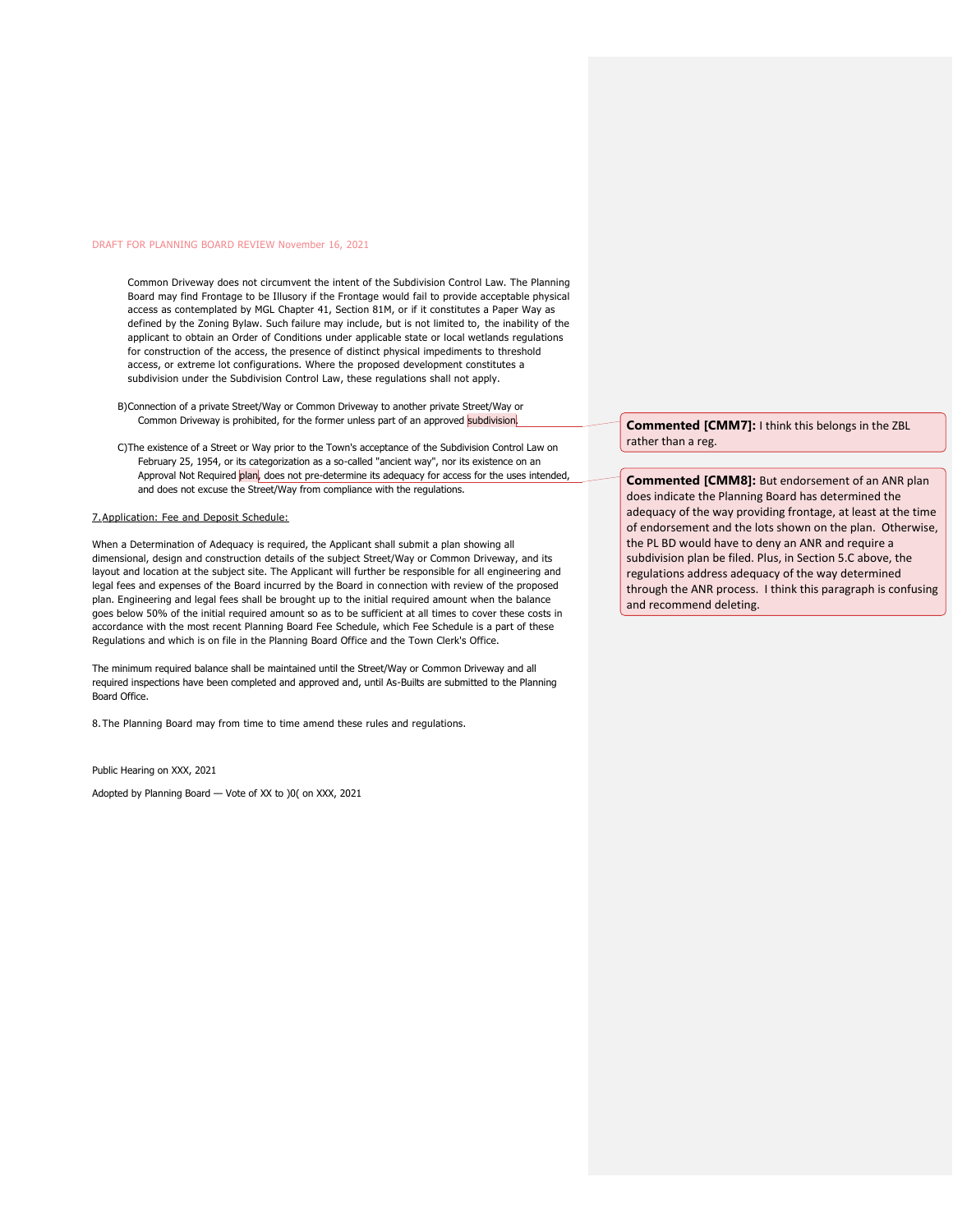DRAFT FOR PLANNING BOARD REVIEW November 16, 2021

Common Driveway does not circumvent the intent of the Subdivision Control Law. The Planning Board may find Frontage to be Illusory if the Frontage would fail to provide acceptable physical access as contemplated by MGL Chapter 41, Section 81M, or if it constitutes a Paper Way as defined by the Zoning Bylaw. Such failure may include, but is not limited to, the inability of the applicant to obtain an Order of Conditions under applicable state or local wetlands regulations for construction of the access, the presence of distinct physical impediments to threshold access, or extreme lot configurations. Where the proposed development constitutes a subdivision under the Subdivision Control Law, these regulations shall not apply.

B) Connection of a private Street/Way or Common Driveway to another private Street/Way or Common Driveway is prohibited, for the former unless part of an approved subdivision.

C) The existence of a Street or Way prior to the Town's acceptance of the Subdivision Control Law on February 25, 1954, or its categorization as a so-called "ancient way", nor its existence on an Approval Not Required plan, does not pre-determine its adequacy for access for the uses intended, and does not excuse the Street/Way from compliance with the regulations.

7. Application: Fee and Deposit Schedule:

When a Determination of Adequacy is required, the Applicant shall submit a plan showing all dimensional, design and construction details of the subject Street/Way or Common Driveway, and its layout and location at the subject site. The Applicant will further be responsible for all engineering and legal fees and expenses of the Board incurred by the Board in connection with review of the proposed plan. Engineering and legal fees shall be brought up to the initial required amount when the balance goes below 50% of the initial required amount so as to be sufficient at all times to cover these costs in accordance with the most recent Planning Board Fee Schedule, which Fee Schedule is a part of these Regulations and which is on file in the Planning Board Office and the Town Clerk's Office.

The minimum required balance shall be maintained until the Street/Way or Common Driveway and all required inspections have been completed and approved and, until As-Builts are submitted to the Planning Board Office.

8. The Planning Board may from time to time amend these rules and regulations.

Public Hearing on XXX, 2021

Adopted by Planning Board — Vote of XX to )0( on XXX, 2021

**Commented [CMM7]:** I think this belongs in the ZBL rather than a reg.

**Commented [CMM8]:** But endorsement of an ANR plan does indicate the Planning Board has determined the adequacy of the way providing frontage, at least at the time of endorsement and the lots shown on the plan. Otherwise, the PL BD would have to deny an ANR and require a subdivision plan be filed. Plus, in Section 5.C above, the regulations address adequacy of the way determined through the ANR process. I think this paragraph is confusing and recommend deleting.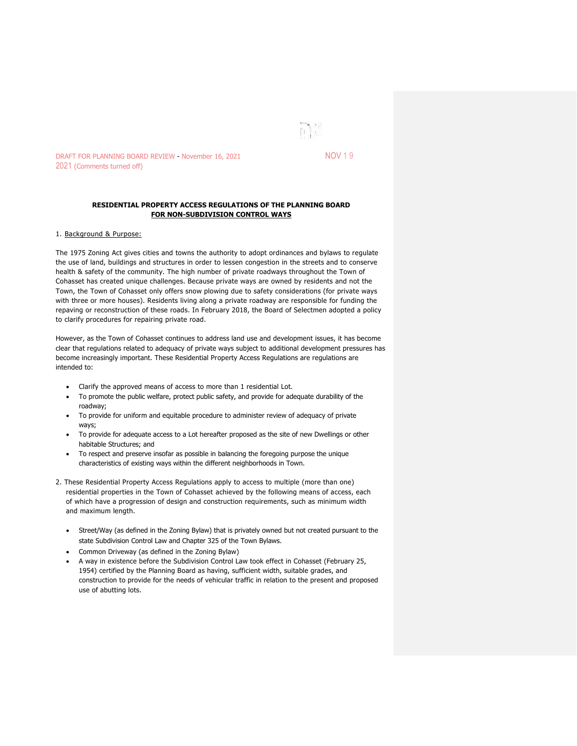DRAFT FOR PLANNING BOARD REVIEW - November 16, 2021 (Comments turned off)

NOV 1 9 2021

**RESIDENTIAL PROPERTY ACCESS REGULATIONS OF THE PLANNING BOARD**
**FOR NON-SUBDIVISION CONTROL WAYS**

1. Background & Purpose:

The 1975 Zoning Act gives cities and towns the authority to adopt ordinances and bylaws to regulate the use of land, buildings and structures in order to lessen congestion in the streets and to conserve health & safety of the community. The high number of private roadways throughout the Town of Cohasset has created unique challenges. Because private ways are owned by residents and not the Town, the Town of Cohasset only offers snow plowing due to safety considerations (for private ways with three or more houses). Residents living along a private roadway are responsible for funding the repaving or reconstruction of these roads. In February 2018, the Board of Selectmen adopted a policy to clarify procedures for repairing private road.

However, as the Town of Cohasset continues to address land use and development issues, it has become clear that regulations related to adequacy of private ways subject to additional development pressures has become increasingly important. These Residential Property Access Regulations are regulations are intended to:

- Clarify the approved means of access to more than 1 residential Lot.
- To promote the public welfare, protect public safety, and provide for adequate durability of the roadway;
- To provide for uniform and equitable procedure to administer review of adequacy of private ways;
- To provide for adequate access to a Lot hereafter proposed as the site of new Dwellings or other habitable Structures; and
- To respect and preserve insofar as possible in balancing the foregoing purpose the unique characteristics of existing ways within the different neighborhoods in Town.

2. These Residential Property Access Regulations apply to access to multiple (more than one) residential properties in the Town of Cohasset achieved by the following means of access, each of which have a progression of design and construction requirements, such as minimum width and maximum length.

- Street/Way (as defined in the Zoning Bylaw) that is privately owned but not created pursuant to the state Subdivision Control Law and Chapter 325 of the Town Bylaws.
- Common Driveway (as defined in the Zoning Bylaw)
- A way in existence before the Subdivision Control Law took effect in Cohasset (February 25, 1954) certified by the Planning Board as having, sufficient width, suitable grades, and construction to provide for the needs of vehicular traffic in relation to the present and proposed use of abutting lots.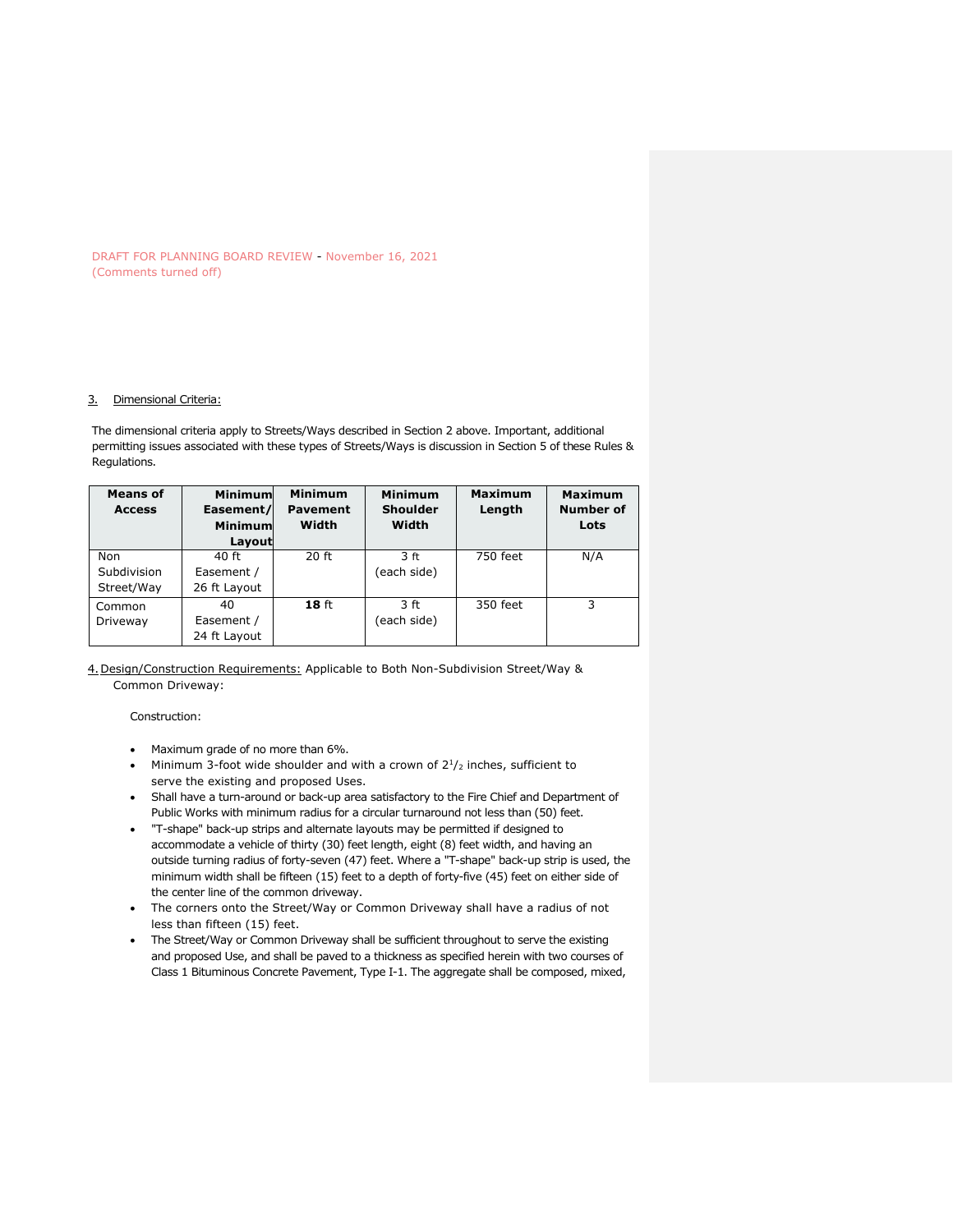DRAFT FOR PLANNING BOARD REVIEW - November 16, 2021
(Comments turned off)

3. Dimensional Criteria:

The dimensional criteria apply to Streets/Ways described in Section 2 above. Important, additional permitting issues associated with these types of Streets/Ways is discussion in Section 5 of these Rules & Regulations.

| Means of Access | Minimum Easement/ Minimum Layout | Minimum Pavement Width | Minimum Shoulder Width | Maximum Length | Maximum Number of Lots |
|---|---|---|---|---|---|
| Non Subdivision Street/Way | 40 ft Easement / 26 ft Layout | 20 ft | 3 ft (each side) | 750 feet | N/A |
| Common Driveway | 40 Easement / 24 ft Layout | **18** ft | 3 ft (each side) | 350 feet | 3 |

4. Design/Construction Requirements: Applicable to Both Non-Subdivision Street/Way & Common Driveway:

Construction:

- Maximum grade of no more than 6%.
- Minimum 3-foot wide shoulder and with a crown of $2^1/_2$ inches, sufficient to serve the existing and proposed Uses.
- Shall have a turn-around or back-up area satisfactory to the Fire Chief and Department of Public Works with minimum radius for a circular turnaround not less than (50) feet.
- "T-shape" back-up strips and alternate layouts may be permitted if designed to accommodate a vehicle of thirty (30) feet length, eight (8) feet width, and having an outside turning radius of forty-seven (47) feet. Where a "T-shape" back-up strip is used, the minimum width shall be fifteen (15) feet to a depth of forty-five (45) feet on either side of the center line of the common driveway.
- The corners onto the Street/Way or Common Driveway shall have a radius of not less than fifteen (15) feet.
- The Street/Way or Common Driveway shall be sufficient throughout to serve the existing and proposed Use, and shall be paved to a thickness as specified herein with two courses of Class 1 Bituminous Concrete Pavement, Type I-1. The aggregate shall be composed, mixed,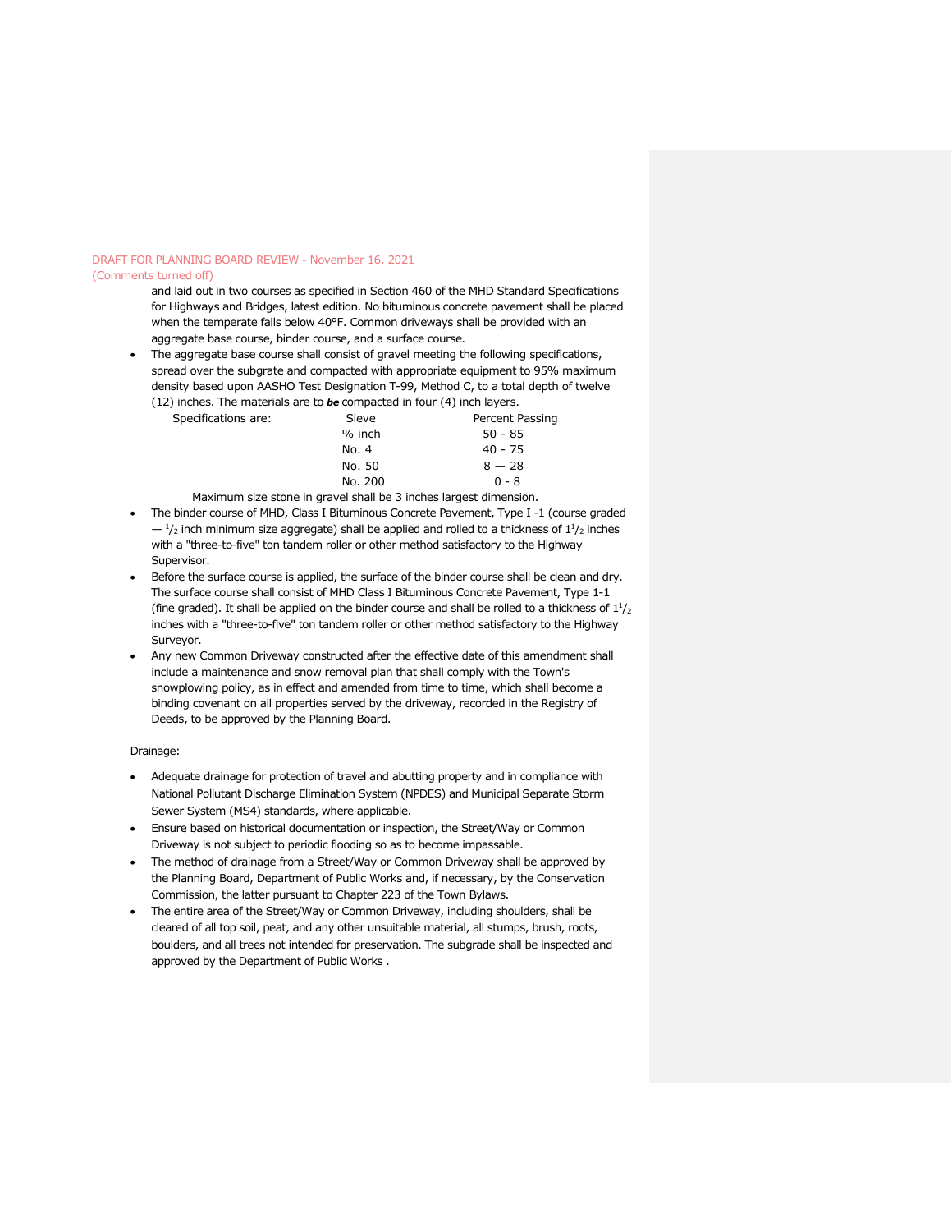and laid out in two courses as specified in Section 460 of the MHD Standard Specifications for Highways and Bridges, latest edition. No bituminous concrete pavement shall be placed when the temperate falls below 40°F. Common driveways shall be provided with an aggregate base course, binder course, and a surface course.

- The aggregate base course shall consist of gravel meeting the following specifications, spread over the subgrate and compacted with appropriate equipment to 95% maximum density based upon AASHO Test Designation T-99, Method C, to a total depth of twelve (12) inches. The materials are to ***be*** compacted in four (4) inch layers.

| Specifications are: | Sieve | Percent Passing |
|---|---|---|
| | % inch | 50 - 85 |
| | No. 4 | 40 - 75 |
| | No. 50 | 8 — 28 |
| | No. 200 | 0 - 8 |

Maximum size stone in gravel shall be 3 inches largest dimension.

- The binder course of MHD, Class I Bituminous Concrete Pavement, Type I -1 (course graded — $^1/_2$ inch minimum size aggregate) shall be applied and rolled to a thickness of $1^1/_2$ inches with a "three-to-five" ton tandem roller or other method satisfactory to the Highway Supervisor.
- Before the surface course is applied, the surface of the binder course shall be clean and dry. The surface course shall consist of MHD Class I Bituminous Concrete Pavement, Type 1-1 (fine graded). It shall be applied on the binder course and shall be rolled to a thickness of $1^1/_2$ inches with a "three-to-five" ton tandem roller or other method satisfactory to the Highway Surveyor.
- Any new Common Driveway constructed after the effective date of this amendment shall include a maintenance and snow removal plan that shall comply with the Town's snowplowing policy, as in effect and amended from time to time, which shall become a binding covenant on all properties served by the driveway, recorded in the Registry of Deeds, to be approved by the Planning Board.

Drainage:

- Adequate drainage for protection of travel and abutting property and in compliance with National Pollutant Discharge Elimination System (NPDES) and Municipal Separate Storm Sewer System (MS4) standards, where applicable.
- Ensure based on historical documentation or inspection, the Street/Way or Common Driveway is not subject to periodic flooding so as to become impassable.
- The method of drainage from a Street/Way or Common Driveway shall be approved by the Planning Board, Department of Public Works and, if necessary, by the Conservation Commission, the latter pursuant to Chapter 223 of the Town Bylaws.
- The entire area of the Street/Way or Common Driveway, including shoulders, shall be cleared of all top soil, peat, and any other unsuitable material, all stumps, brush, roots, boulders, and all trees not intended for preservation. The subgrade shall be inspected and approved by the Department of Public Works .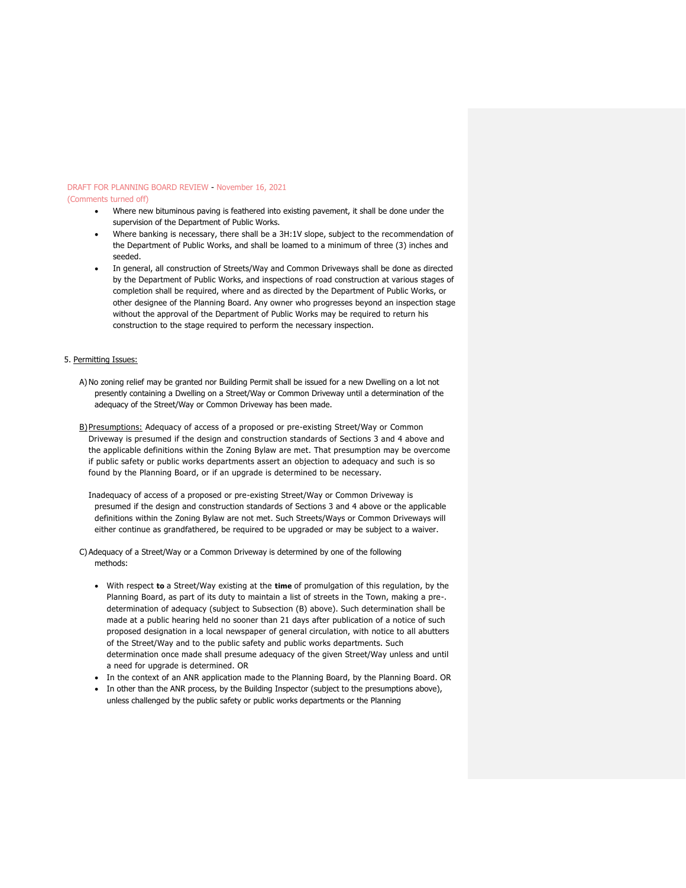- Where new bituminous paving is feathered into existing pavement, it shall be done under the supervision of the Department of Public Works.
- Where banking is necessary, there shall be a 3H:1V slope, subject to the recommendation of the Department of Public Works, and shall be loamed to a minimum of three (3) inches and seeded.
- In general, all construction of Streets/Way and Common Driveways shall be done as directed by the Department of Public Works, and inspections of road construction at various stages of completion shall be required, where and as directed by the Department of Public Works, or other designee of the Planning Board. Any owner who progresses beyond an inspection stage without the approval of the Department of Public Works may be required to return his construction to the stage required to perform the necessary inspection.

5. Permitting Issues:

A) No zoning relief may be granted nor Building Permit shall be issued for a new Dwelling on a lot not presently containing a Dwelling on a Street/Way or Common Driveway until a determination of the adequacy of the Street/Way or Common Driveway has been made.

B) Presumptions: Adequacy of access of a proposed or pre-existing Street/Way or Common Driveway is presumed if the design and construction standards of Sections 3 and 4 above and the applicable definitions within the Zoning Bylaw are met. That presumption may be overcome if public safety or public works departments assert an objection to adequacy and such is so found by the Planning Board, or if an upgrade is determined to be necessary.

Inadequacy of access of a proposed or pre-existing Street/Way or Common Driveway is presumed if the design and construction standards of Sections 3 and 4 above or the applicable definitions within the Zoning Bylaw are not met. Such Streets/Ways or Common Driveways will either continue as grandfathered, be required to be upgraded or may be subject to a waiver.

C) Adequacy of a Street/Way or a Common Driveway is determined by one of the following methods:

- With respect **to** a Street/Way existing at the **time** of promulgation of this regulation, by the Planning Board, as part of its duty to maintain a list of streets in the Town, making a pre-. determination of adequacy (subject to Subsection (B) above). Such determination shall be made at a public hearing held no sooner than 21 days after publication of a notice of such proposed designation in a local newspaper of general circulation, with notice to all abutters of the Street/Way and to the public safety and public works departments. Such determination once made shall presume adequacy of the given Street/Way unless and until a need for upgrade is determined. OR
- In the context of an ANR application made to the Planning Board, by the Planning Board. OR
- In other than the ANR process, by the Building Inspector (subject to the presumptions above), unless challenged by the public safety or public works departments or the Planning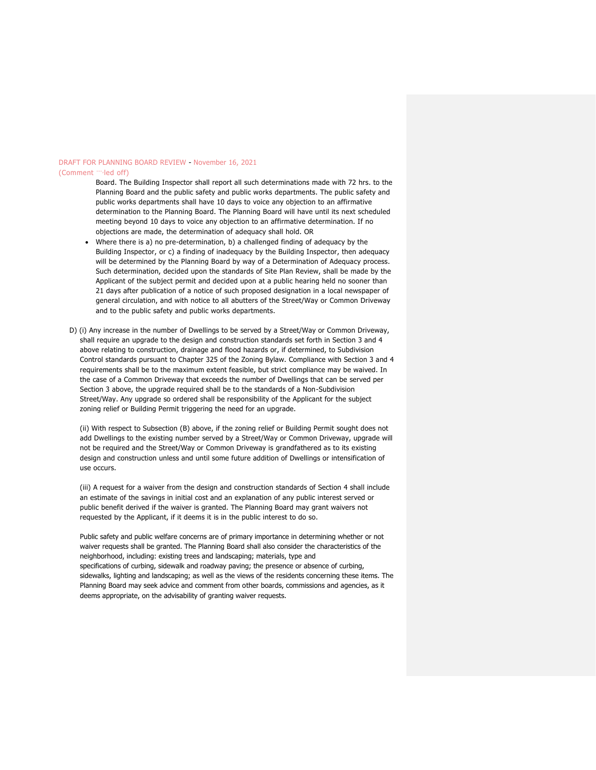Board. The Building Inspector shall report all such determinations made with 72 hrs. to the Planning Board and the public safety and public works departments. The public safety and public works departments shall have 10 days to voice any objection to an affirmative determination to the Planning Board. The Planning Board will have until its next scheduled meeting beyond 10 days to voice any objection to an affirmative determination. If no objections are made, the determination of adequacy shall hold. OR

- Where there is a) no pre-determination, b) a challenged finding of adequacy by the Building Inspector, or c) a finding of inadequacy by the Building Inspector, then adequacy will be determined by the Planning Board by way of a Determination of Adequacy process. Such determination, decided upon the standards of Site Plan Review, shall be made by the Applicant of the subject permit and decided upon at a public hearing held no sooner than 21 days after publication of a notice of such proposed designation in a local newspaper of general circulation, and with notice to all abutters of the Street/Way or Common Driveway and to the public safety and public works departments.

D) (i) Any increase in the number of Dwellings to be served by a Street/Way or Common Driveway, shall require an upgrade to the design and construction standards set forth in Section 3 and 4 above relating to construction, drainage and flood hazards or, if determined, to Subdivision Control standards pursuant to Chapter 325 of the Zoning Bylaw. Compliance with Section 3 and 4 requirements shall be to the maximum extent feasible, but strict compliance may be waived. In the case of a Common Driveway that exceeds the number of Dwellings that can be served per Section 3 above, the upgrade required shall be to the standards of a Non-Subdivision Street/Way. Any upgrade so ordered shall be responsibility of the Applicant for the subject zoning relief or Building Permit triggering the need for an upgrade.

(ii) With respect to Subsection (B) above, if the zoning relief or Building Permit sought does not add Dwellings to the existing number served by a Street/Way or Common Driveway, upgrade will not be required and the Street/Way or Common Driveway is grandfathered as to its existing design and construction unless and until some future addition of Dwellings or intensification of use occurs.

(iii) A request for a waiver from the design and construction standards of Section 4 shall include an estimate of the savings in initial cost and an explanation of any public interest served or public benefit derived if the waiver is granted. The Planning Board may grant waivers not requested by the Applicant, if it deems it is in the public interest to do so.

Public safety and public welfare concerns are of primary importance in determining whether or not waiver requests shall be granted. The Planning Board shall also consider the characteristics of the neighborhood, including: existing trees and landscaping; materials, type and specifications of curbing, sidewalk and roadway paving; the presence or absence of curbing, sidewalks, lighting and landscaping; as well as the views of the residents concerning these items. The Planning Board may seek advice and comment from other boards, commissions and agencies, as it deems appropriate, on the advisability of granting waiver requests.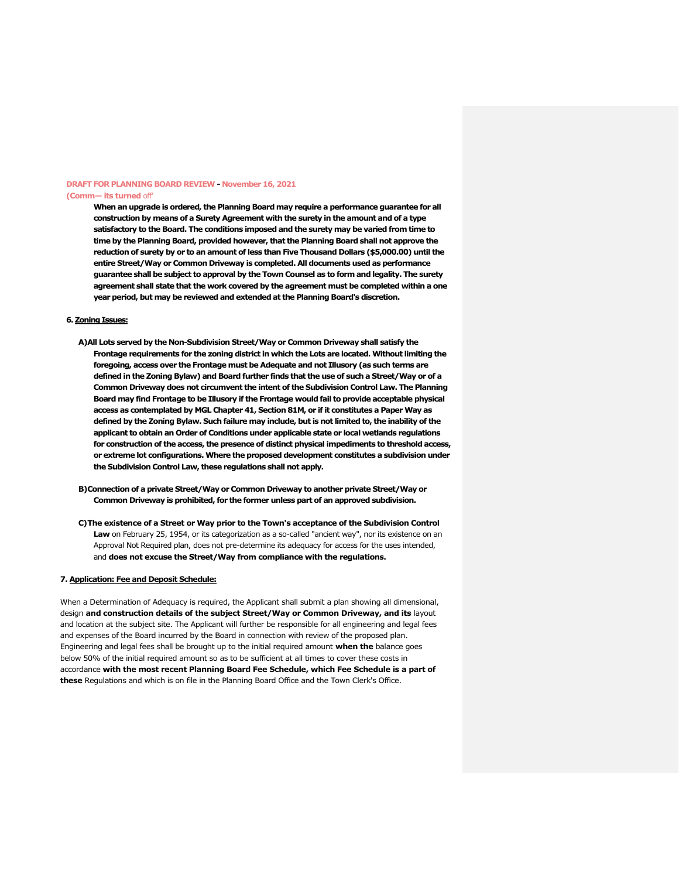**DRAFT FOR PLANNING BOARD REVIEW - November 16, 2021**
**(Comm— its turned** off'

**When an upgrade is ordered, the Planning Board may require a performance guarantee for all construction by means of a Surety Agreement with the surety in the amount and of a type satisfactory to the Board. The conditions imposed and the surety may be varied from time to time by the Planning Board, provided however, that the Planning Board shall not approve the reduction of surety by or to an amount of less than Five Thousand Dollars ($5,000.00) until the entire Street/Way or Common Driveway is completed. All documents used as performance guarantee shall be subject to approval by the Town Counsel as to form and legality. The surety agreement shall state that the work covered by the agreement must be completed within a one year period, but may be reviewed and extended at the Planning Board's discretion.**

**6. Zoning Issues:**

**A) All Lots served by the Non-Subdivision Street/Way or Common Driveway shall satisfy the Frontage requirements for the zoning district in which the Lots are located. Without limiting the foregoing, access over the Frontage must be Adequate and not Illusory (as such terms are defined in the Zoning Bylaw) and Board further finds that the use of such a Street/Way or of a Common Driveway does not circumvent the intent of the Subdivision Control Law. The Planning Board may find Frontage to be Illusory if the Frontage would fail to provide acceptable physical access as contemplated by MGL Chapter 41, Section 81M, or if it constitutes a Paper Way as defined by the Zoning Bylaw. Such failure may include, but is not limited to, the inability of the applicant to obtain an Order of Conditions under applicable state or local wetlands regulations for construction of the access, the presence of distinct physical impediments to threshold access, or extreme lot configurations. Where the proposed development constitutes a subdivision under the Subdivision Control Law, these regulations shall not apply.**

**B) Connection of a private Street/Way or Common Driveway to another private Street/Way or Common Driveway is prohibited, for the former unless part of an approved subdivision.**

**C) The existence of a Street or Way prior to the Town's acceptance of the Subdivision Control Law** on February 25, 1954, or its categorization as a so-called "ancient way", nor its existence on an Approval Not Required plan, does not pre-determine its adequacy for access for the uses intended, and **does not excuse the Street/Way from compliance with the regulations.**

**7. Application: Fee and Deposit Schedule:**

When a Determination of Adequacy is required, the Applicant shall submit a plan showing all dimensional, design **and construction details of the subject Street/Way or Common Driveway, and its** layout and location at the subject site. The Applicant will further be responsible for all engineering and legal fees and expenses of the Board incurred by the Board in connection with review of the proposed plan. Engineering and legal fees shall be brought up to the initial required amount **when the** balance goes below 50% of the initial required amount so as to be sufficient at all times to cover these costs in accordance **with the most recent Planning Board Fee Schedule, which Fee Schedule is a part of these** Regulations and which is on file in the Planning Board Office and the Town Clerk's Office.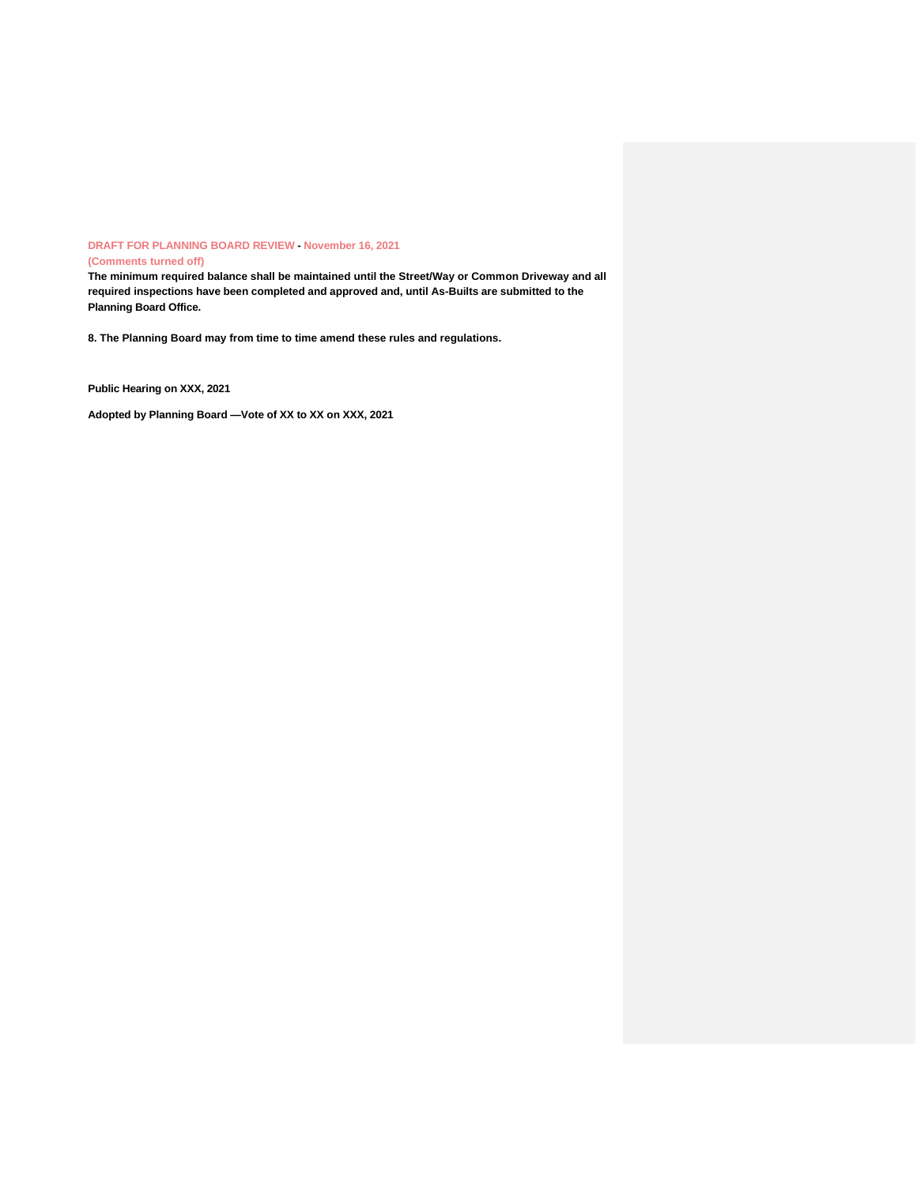**The minimum required balance shall be maintained until the Street/Way or Common Driveway and all required inspections have been completed and approved and, until As-Builts are submitted to the Planning Board Office.**

**8. The Planning Board may from time to time amend these rules and regulations.**

**Public Hearing on XXX, 2021**

**Adopted by Planning Board —Vote of XX to XX on XXX, 2021**